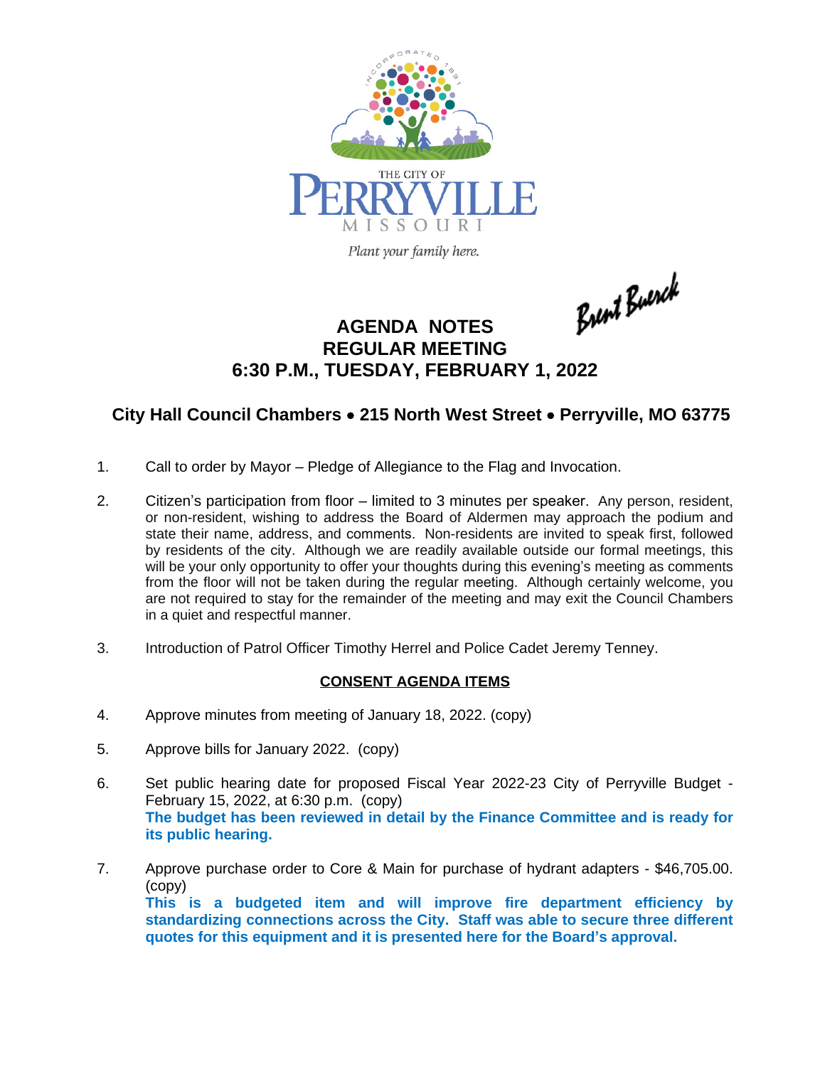THE CITY OF
PERRYVILLE
MISSOURI
*Plant your family here.*

Brent Buerck

# AGENDA NOTES
## REGULAR MEETING
## 6:30 P.M., TUESDAY, FEBRUARY 1, 2022

### City Hall Council Chambers • 215 North West Street • Perryville, MO 63775

1. Call to order by Mayor – Pledge of Allegiance to the Flag and Invocation.

2. Citizen's participation from floor – limited to 3 minutes per speaker. Any person, resident, or non-resident, wishing to address the Board of Aldermen may approach the podium and state their name, address, and comments. Non-residents are invited to speak first, followed by residents of the city. Although we are readily available outside our formal meetings, this will be your only opportunity to offer your thoughts during this evening's meeting as comments from the floor will not be taken during the regular meeting. Although certainly welcome, you are not required to stay for the remainder of the meeting and may exit the Council Chambers in a quiet and respectful manner.

3. Introduction of Patrol Officer Timothy Herrel and Police Cadet Jeremy Tenney.

**CONSENT AGENDA ITEMS**

4. Approve minutes from meeting of January 18, 2022. (copy)

5. Approve bills for January 2022. (copy)

6. Set public hearing date for proposed Fiscal Year 2022-23 City of Perryville Budget - February 15, 2022, at 6:30 p.m. (copy)
   **The budget has been reviewed in detail by the Finance Committee and is ready for its public hearing.**

7. Approve purchase order to Core & Main for purchase of hydrant adapters - $46,705.00. (copy)
   **This is a budgeted item and will improve fire department efficiency by standardizing connections across the City. Staff was able to secure three different quotes for this equipment and it is presented here for the Board's approval.**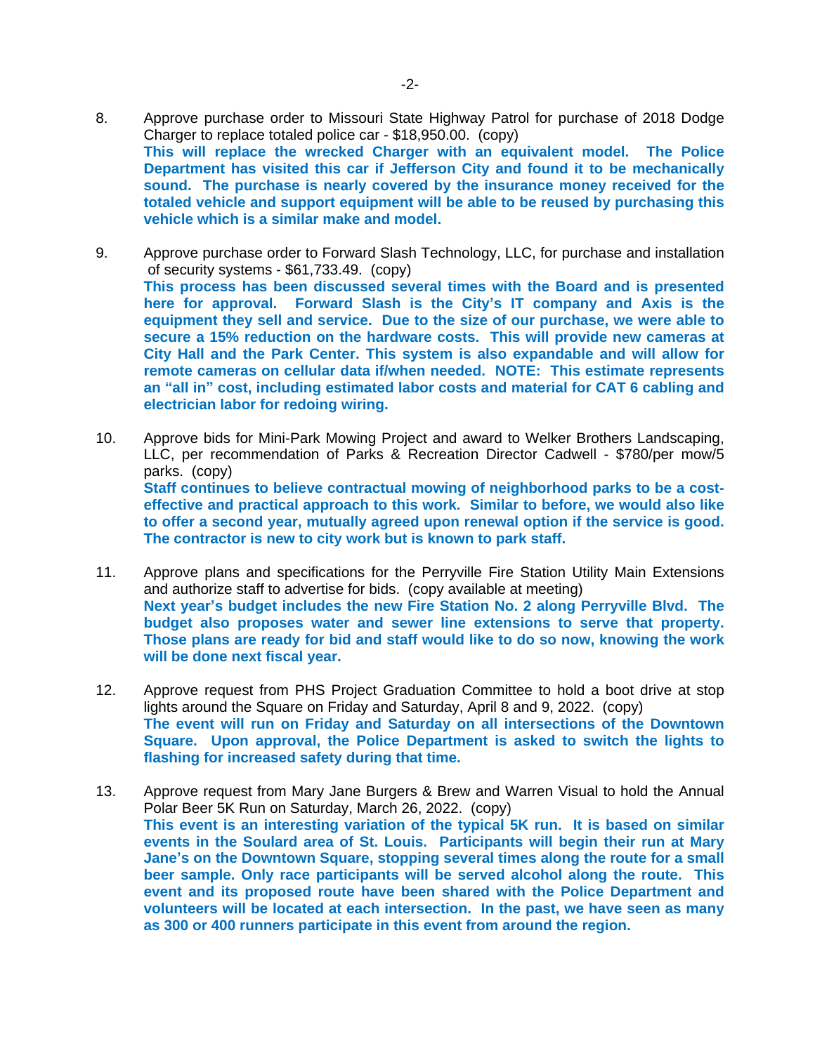8. Approve purchase order to Missouri State Highway Patrol for purchase of 2018 Dodge Charger to replace totaled police car - $18,950.00. (copy)
   **This will replace the wrecked Charger with an equivalent model. The Police Department has visited this car if Jefferson City and found it to be mechanically sound. The purchase is nearly covered by the insurance money received for the totaled vehicle and support equipment will be able to be reused by purchasing this vehicle which is a similar make and model.**

9. Approve purchase order to Forward Slash Technology, LLC, for purchase and installation of security systems - $61,733.49. (copy)
   **This process has been discussed several times with the Board and is presented here for approval. Forward Slash is the City's IT company and Axis is the equipment they sell and service. Due to the size of our purchase, we were able to secure a 15% reduction on the hardware costs. This will provide new cameras at City Hall and the Park Center. This system is also expandable and will allow for remote cameras on cellular data if/when needed. NOTE: This estimate represents an "all in" cost, including estimated labor costs and material for CAT 6 cabling and electrician labor for redoing wiring.**

10. Approve bids for Mini-Park Mowing Project and award to Welker Brothers Landscaping, LLC, per recommendation of Parks & Recreation Director Cadwell - $780/per mow/5 parks. (copy)
    **Staff continues to believe contractual mowing of neighborhood parks to be a cost-effective and practical approach to this work. Similar to before, we would also like to offer a second year, mutually agreed upon renewal option if the service is good. The contractor is new to city work but is known to park staff.**

11. Approve plans and specifications for the Perryville Fire Station Utility Main Extensions and authorize staff to advertise for bids. (copy available at meeting)
    **Next year's budget includes the new Fire Station No. 2 along Perryville Blvd. The budget also proposes water and sewer line extensions to serve that property. Those plans are ready for bid and staff would like to do so now, knowing the work will be done next fiscal year.**

12. Approve request from PHS Project Graduation Committee to hold a boot drive at stop lights around the Square on Friday and Saturday, April 8 and 9, 2022. (copy)
    **The event will run on Friday and Saturday on all intersections of the Downtown Square. Upon approval, the Police Department is asked to switch the lights to flashing for increased safety during that time.**

13. Approve request from Mary Jane Burgers & Brew and Warren Visual to hold the Annual Polar Beer 5K Run on Saturday, March 26, 2022. (copy)
    **This event is an interesting variation of the typical 5K run. It is based on similar events in the Soulard area of St. Louis. Participants will begin their run at Mary Jane's on the Downtown Square, stopping several times along the route for a small beer sample. Only race participants will be served alcohol along the route. This event and its proposed route have been shared with the Police Department and volunteers will be located at each intersection. In the past, we have seen as many as 300 or 400 runners participate in this event from around the region.**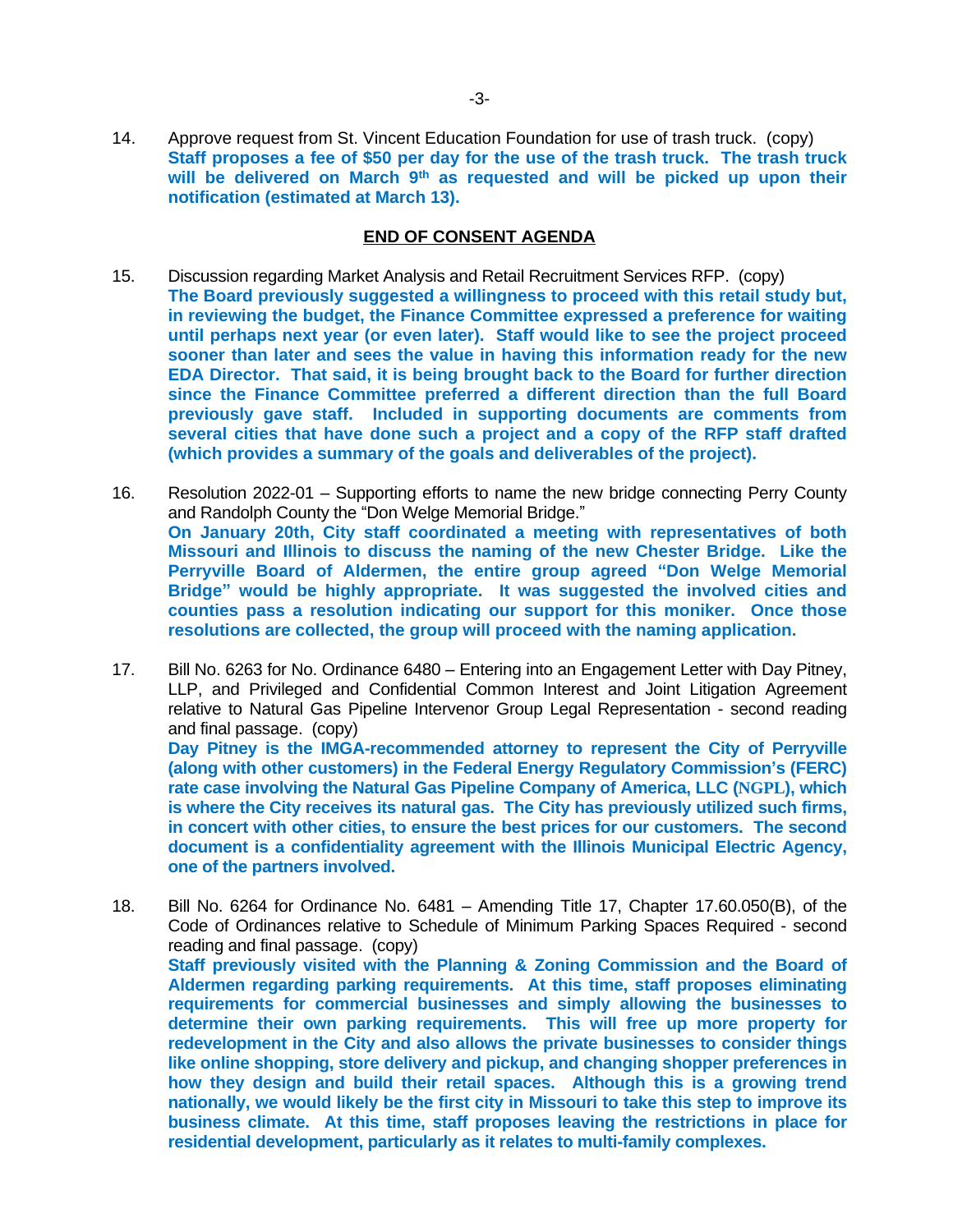14. Approve request from St. Vincent Education Foundation for use of trash truck. (copy)
**Staff proposes a fee of $50 per day for the use of the trash truck. The trash truck will be delivered on March 9th as requested and will be picked up upon their notification (estimated at March 13).**

**END OF CONSENT AGENDA**

15. Discussion regarding Market Analysis and Retail Recruitment Services RFP. (copy)
**The Board previously suggested a willingness to proceed with this retail study but, in reviewing the budget, the Finance Committee expressed a preference for waiting until perhaps next year (or even later). Staff would like to see the project proceed sooner than later and sees the value in having this information ready for the new EDA Director. That said, it is being brought back to the Board for further direction since the Finance Committee preferred a different direction than the full Board previously gave staff. Included in supporting documents are comments from several cities that have done such a project and a copy of the RFP staff drafted (which provides a summary of the goals and deliverables of the project).**

16. Resolution 2022-01 – Supporting efforts to name the new bridge connecting Perry County and Randolph County the "Don Welge Memorial Bridge."
**On January 20th, City staff coordinated a meeting with representatives of both Missouri and Illinois to discuss the naming of the new Chester Bridge. Like the Perryville Board of Aldermen, the entire group agreed "Don Welge Memorial Bridge" would be highly appropriate. It was suggested the involved cities and counties pass a resolution indicating our support for this moniker. Once those resolutions are collected, the group will proceed with the naming application.**

17. Bill No. 6263 for No. Ordinance 6480 – Entering into an Engagement Letter with Day Pitney, LLP, and Privileged and Confidential Common Interest and Joint Litigation Agreement relative to Natural Gas Pipeline Intervenor Group Legal Representation - second reading and final passage. (copy)
**Day Pitney is the IMGA-recommended attorney to represent the City of Perryville (along with other customers) in the Federal Energy Regulatory Commission's (FERC) rate case involving the Natural Gas Pipeline Company of America, LLC (NGPL), which is where the City receives its natural gas. The City has previously utilized such firms, in concert with other cities, to ensure the best prices for our customers. The second document is a confidentiality agreement with the Illinois Municipal Electric Agency, one of the partners involved.**

18. Bill No. 6264 for Ordinance No. 6481 – Amending Title 17, Chapter 17.60.050(B), of the Code of Ordinances relative to Schedule of Minimum Parking Spaces Required - second reading and final passage. (copy)
**Staff previously visited with the Planning & Zoning Commission and the Board of Aldermen regarding parking requirements. At this time, staff proposes eliminating requirements for commercial businesses and simply allowing the businesses to determine their own parking requirements. This will free up more property for redevelopment in the City and also allows the private businesses to consider things like online shopping, store delivery and pickup, and changing shopper preferences in how they design and build their retail spaces. Although this is a growing trend nationally, we would likely be the first city in Missouri to take this step to improve its business climate. At this time, staff proposes leaving the restrictions in place for residential development, particularly as it relates to multi-family complexes.**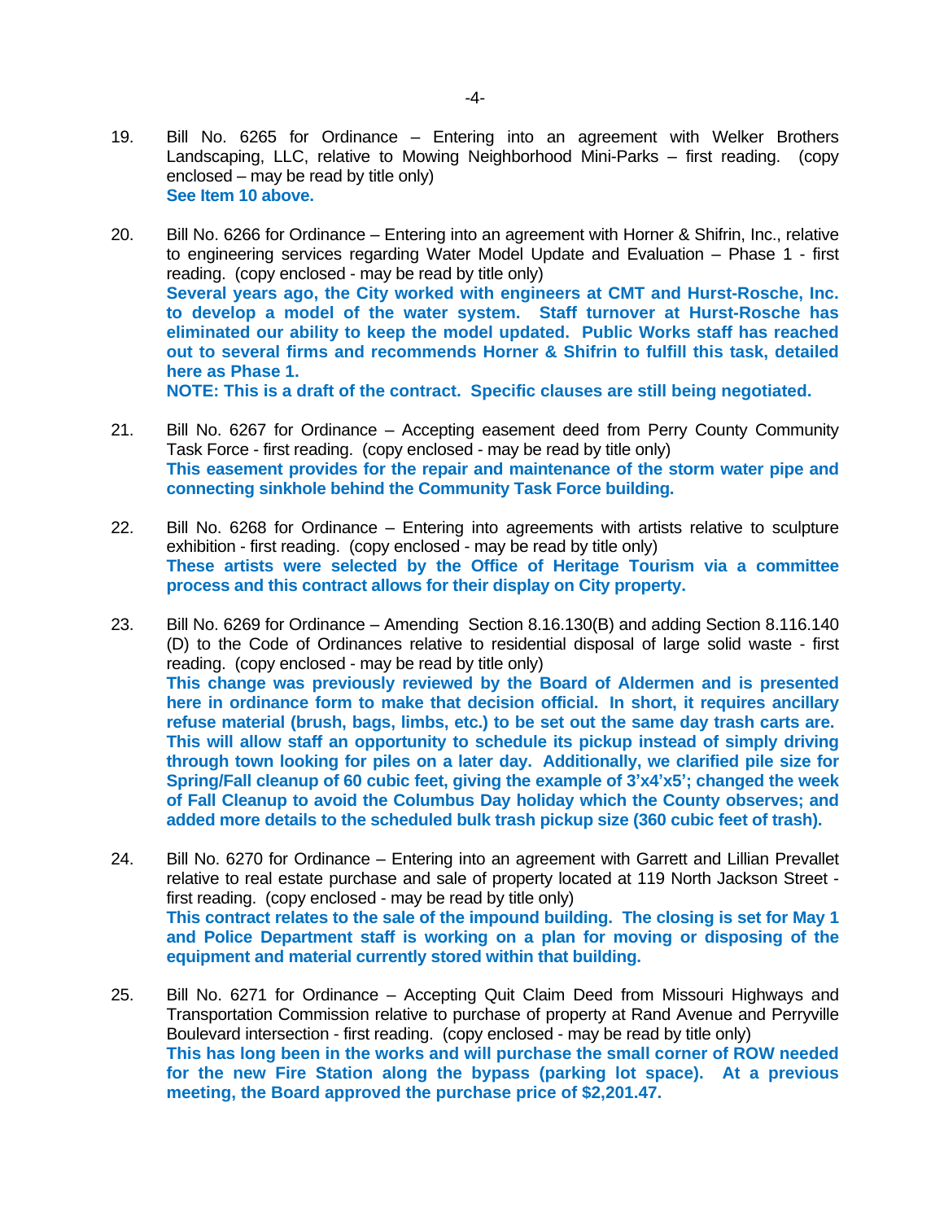19. Bill No. 6265 for Ordinance – Entering into an agreement with Welker Brothers Landscaping, LLC, relative to Mowing Neighborhood Mini-Parks – first reading. (copy enclosed – may be read by title only)
    **See Item 10 above.**

20. Bill No. 6266 for Ordinance – Entering into an agreement with Horner & Shifrin, Inc., relative to engineering services regarding Water Model Update and Evaluation – Phase 1 - first reading. (copy enclosed - may be read by title only)
    **Several years ago, the City worked with engineers at CMT and Hurst-Rosche, Inc. to develop a model of the water system. Staff turnover at Hurst-Rosche has eliminated our ability to keep the model updated. Public Works staff has reached out to several firms and recommends Horner & Shifrin to fulfill this task, detailed here as Phase 1.**
    **NOTE: This is a draft of the contract. Specific clauses are still being negotiated.**

21. Bill No. 6267 for Ordinance – Accepting easement deed from Perry County Community Task Force - first reading. (copy enclosed - may be read by title only)
    **This easement provides for the repair and maintenance of the storm water pipe and connecting sinkhole behind the Community Task Force building.**

22. Bill No. 6268 for Ordinance – Entering into agreements with artists relative to sculpture exhibition - first reading. (copy enclosed - may be read by title only)
    **These artists were selected by the Office of Heritage Tourism via a committee process and this contract allows for their display on City property.**

23. Bill No. 6269 for Ordinance – Amending Section 8.16.130(B) and adding Section 8.116.140 (D) to the Code of Ordinances relative to residential disposal of large solid waste - first reading. (copy enclosed - may be read by title only)
    **This change was previously reviewed by the Board of Aldermen and is presented here in ordinance form to make that decision official. In short, it requires ancillary refuse material (brush, bags, limbs, etc.) to be set out the same day trash carts are. This will allow staff an opportunity to schedule its pickup instead of simply driving through town looking for piles on a later day. Additionally, we clarified pile size for Spring/Fall cleanup of 60 cubic feet, giving the example of 3'x4'x5'; changed the week of Fall Cleanup to avoid the Columbus Day holiday which the County observes; and added more details to the scheduled bulk trash pickup size (360 cubic feet of trash).**

24. Bill No. 6270 for Ordinance – Entering into an agreement with Garrett and Lillian Prevallet relative to real estate purchase and sale of property located at 119 North Jackson Street - first reading. (copy enclosed - may be read by title only)
    **This contract relates to the sale of the impound building. The closing is set for May 1 and Police Department staff is working on a plan for moving or disposing of the equipment and material currently stored within that building.**

25. Bill No. 6271 for Ordinance – Accepting Quit Claim Deed from Missouri Highways and Transportation Commission relative to purchase of property at Rand Avenue and Perryville Boulevard intersection - first reading. (copy enclosed - may be read by title only)
    **This has long been in the works and will purchase the small corner of ROW needed for the new Fire Station along the bypass (parking lot space). At a previous meeting, the Board approved the purchase price of $2,201.47.**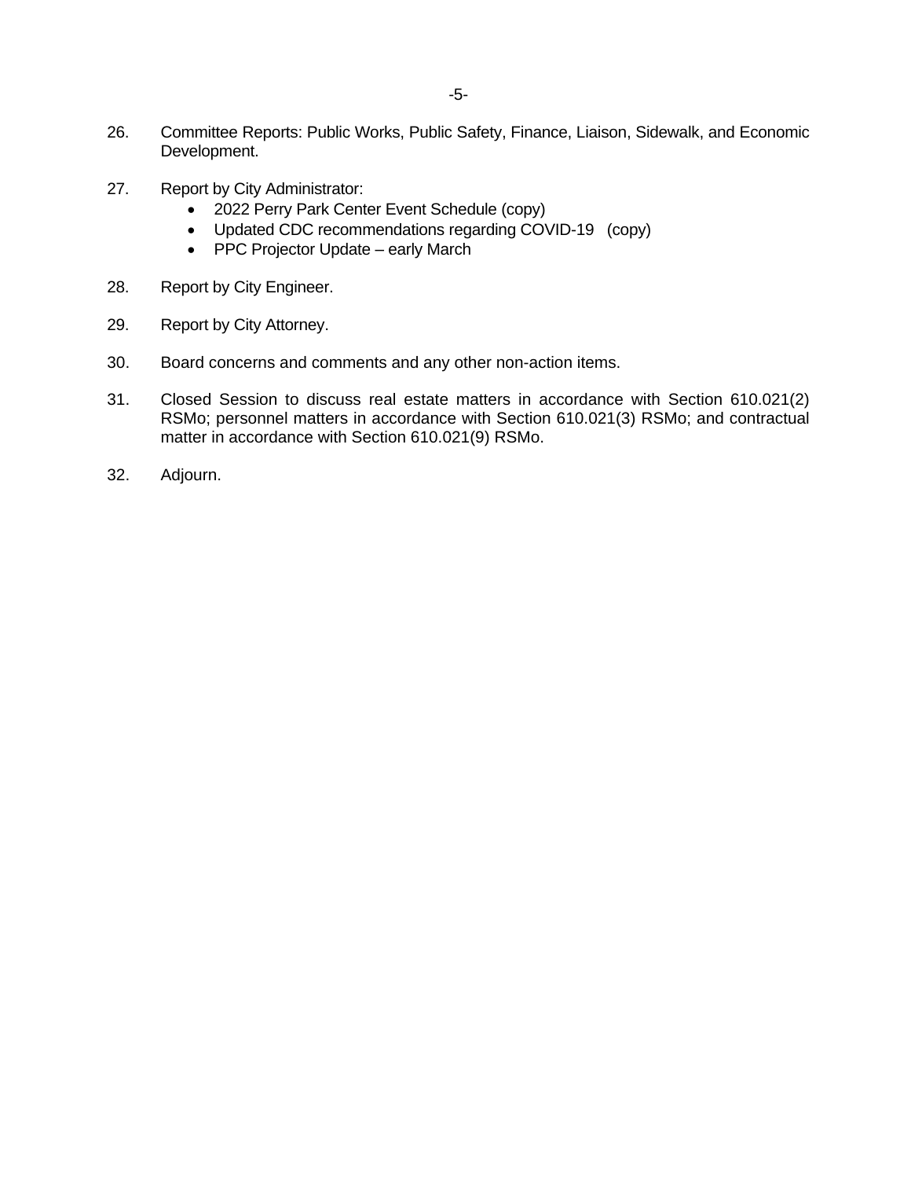26. Committee Reports: Public Works, Public Safety, Finance, Liaison, Sidewalk, and Economic Development.

27. Report by City Administrator:
    - 2022 Perry Park Center Event Schedule (copy)
    - Updated CDC recommendations regarding COVID-19 (copy)
    - PPC Projector Update – early March

28. Report by City Engineer.

29. Report by City Attorney.

30. Board concerns and comments and any other non-action items.

31. Closed Session to discuss real estate matters in accordance with Section 610.021(2) RSMo; personnel matters in accordance with Section 610.021(3) RSMo; and contractual matter in accordance with Section 610.021(9) RSMo.

32. Adjourn.